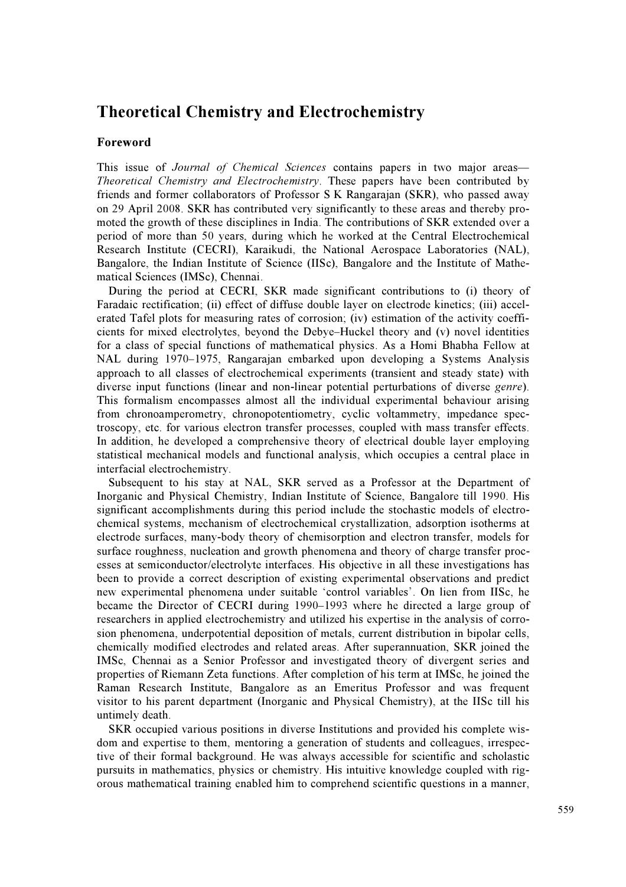# Theoretical Chemistry and Electrochemistry

## Foreword

This issue of *Journal of Chemical Sciences* contains papers in two major areas—*Theoretical Chemistry and Electrochemistry*. These papers have been contributed by friends and former collaborators of Professor S K Rangarajan (SKR), who passed away on 29 April 2008. SKR has contributed very significantly to these areas and thereby promoted the growth of these disciplines in India. The contributions of SKR extended over a period of more than 50 years, during which he worked at the Central Electrochemical Research Institute (CECRI), Karaikudi, the National Aerospace Laboratories (NAL), Bangalore, the Indian Institute of Science (IISc), Bangalore and the Institute of Mathematical Sciences (IMSc), Chennai.

During the period at CECRI, SKR made significant contributions to (i) theory of Faradaic rectification; (ii) effect of diffuse double layer on electrode kinetics; (iii) accelerated Tafel plots for measuring rates of corrosion; (iv) estimation of the activity coefficients for mixed electrolytes, beyond the Debye–Huckel theory and (v) novel identities for a class of special functions of mathematical physics. As a Homi Bhabha Fellow at NAL during 1970–1975, Rangarajan embarked upon developing a Systems Analysis approach to all classes of electrochemical experiments (transient and steady state) with diverse input functions (linear and non-linear potential perturbations of diverse *genre*). This formalism encompasses almost all the individual experimental behaviour arising from chronoamperometry, chronopotentiometry, cyclic voltammetry, impedance spectroscopy, etc. for various electron transfer processes, coupled with mass transfer effects. In addition, he developed a comprehensive theory of electrical double layer employing statistical mechanical models and functional analysis, which occupies a central place in interfacial electrochemistry.

Subsequent to his stay at NAL, SKR served as a Professor at the Department of Inorganic and Physical Chemistry, Indian Institute of Science, Bangalore till 1990. His significant accomplishments during this period include the stochastic models of electrochemical systems, mechanism of electrochemical crystallization, adsorption isotherms at electrode surfaces, many-body theory of chemisorption and electron transfer, models for surface roughness, nucleation and growth phenomena and theory of charge transfer processes at semiconductor/electrolyte interfaces. His objective in all these investigations has been to provide a correct description of existing experimental observations and predict new experimental phenomena under suitable 'control variables'. On lien from IISc, he became the Director of CECRI during 1990–1993 where he directed a large group of researchers in applied electrochemistry and utilized his expertise in the analysis of corrosion phenomena, underpotential deposition of metals, current distribution in bipolar cells, chemically modified electrodes and related areas. After superannuation, SKR joined the IMSc, Chennai as a Senior Professor and investigated theory of divergent series and properties of Riemann Zeta functions. After completion of his term at IMSc, he joined the Raman Research Institute, Bangalore as an Emeritus Professor and was frequent visitor to his parent department (Inorganic and Physical Chemistry), at the IISc till his untimely death.

SKR occupied various positions in diverse Institutions and provided his complete wisdom and expertise to them, mentoring a generation of students and colleagues, irrespective of their formal background. He was always accessible for scientific and scholastic pursuits in mathematics, physics or chemistry. His intuitive knowledge coupled with rigorous mathematical training enabled him to comprehend scientific questions in a manner,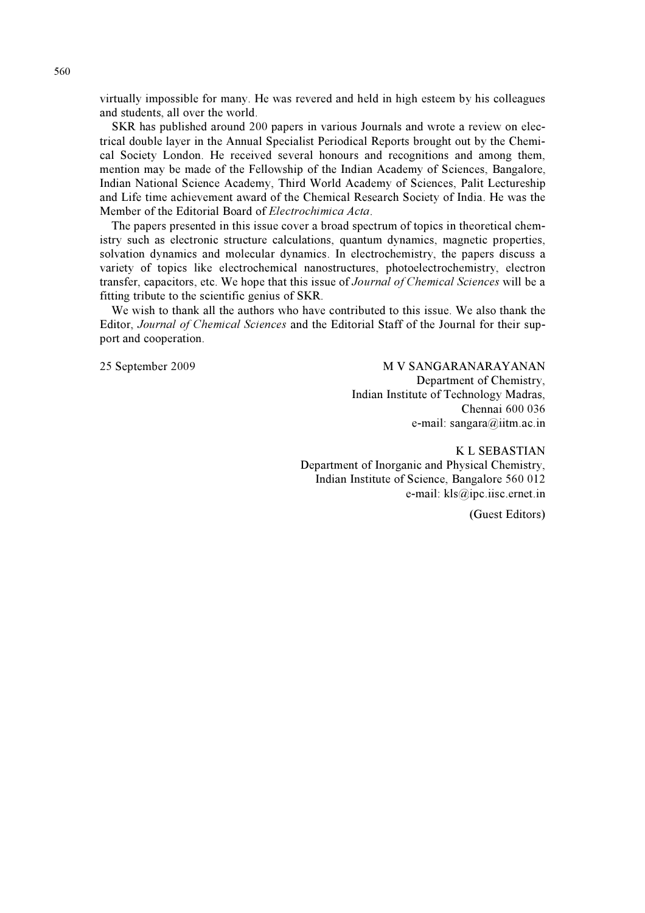virtually impossible for many. He was revered and held in high esteem by his colleagues and students, all over the world.

SKR has published around 200 papers in various Journals and wrote a review on electrical double layer in the Annual Specialist Periodical Reports brought out by the Chemical Society London. He received several honours and recognitions and among them, mention may be made of the Fellowship of the Indian Academy of Sciences, Bangalore, Indian National Science Academy, Third World Academy of Sciences, Palit Lectureship and Life time achievement award of the Chemical Research Society of India. He was the Member of the Editorial Board of *Electrochimica Acta*.

The papers presented in this issue cover a broad spectrum of topics in theoretical chemistry such as electronic structure calculations, quantum dynamics, magnetic properties, solvation dynamics and molecular dynamics. In electrochemistry, the papers discuss a variety of topics like electrochemical nanostructures, photoelectrochemistry, electron transfer, capacitors, etc. We hope that this issue of *Journal of Chemical Sciences* will be a fitting tribute to the scientific genius of SKR.

We wish to thank all the authors who have contributed to this issue. We also thank the Editor, *Journal of Chemical Sciences* and the Editorial Staff of the Journal for their support and cooperation.

25 September 2009

M V SANGARANARAYANAN
Department of Chemistry,
Indian Institute of Technology Madras,
Chennai 600 036
e-mail: sangara@iitm.ac.in

K L SEBASTIAN
Department of Inorganic and Physical Chemistry,
Indian Institute of Science, Bangalore 560 012
e-mail: kls@ipc.iisc.ernet.in

(Guest Editors)